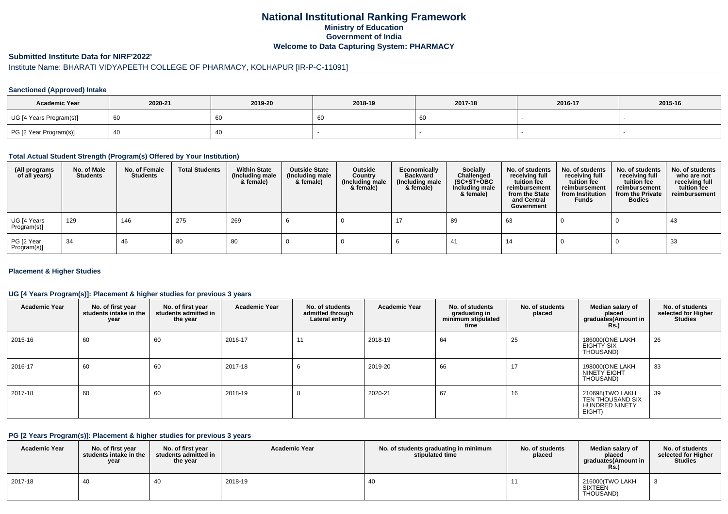# National Institutional Ranking Framework

## Ministry of Education

## Government of India

## Welcome to Data Capturing System: PHARMACY

### Submitted Institute Data for NIRF'2022'

Institute Name: BHARATI VIDYAPEETH COLLEGE OF PHARMACY, KOLHAPUR [IR-P-C-11091]

#### Sanctioned (Approved) Intake

| Academic Year | 2020-21 | 2019-20 | 2018-19 | 2017-18 | 2016-17 | 2015-16 |
|---|---|---|---|---|---|---|
| UG [4 Years Program(s)] | 60 | 60 | 60 | 60 | - | - |
| PG [2 Year Program(s)] | 40 | 40 | - | - | - | - |

#### Total Actual Student Strength (Program(s) Offered by Your Institution)

| (All programs of all years) | No. of Male Students | No. of Female Students | Total Students | Within State (Including male & female) | Outside State (Including male & female) | Outside Country (Including male & female) | Economically Backward (Including male & female) | Socially Challenged (SC+ST+OBC Including male & female) | No. of students receiving full tuition fee reimbursement from the State and Central Government | No. of students receiving full tuition fee reimbursement from Institution Funds | No. of students receiving full tuition fee reimbursement from the Private Bodies | No. of students who are not receiving full tuition fee reimbursement |
|---|---|---|---|---|---|---|---|---|---|---|---|---|
| UG [4 Years Program(s)] | 129 | 146 | 275 | 269 | 6 | 0 | 17 | 89 | 63 | 0 | 0 | 43 |
| PG [2 Year Program(s)] | 34 | 46 | 80 | 80 | 0 | 0 | 6 | 41 | 14 | 0 | 0 | 33 |

#### Placement & Higher Studies

#### UG [4 Years Program(s)]: Placement & higher studies for previous 3 years

| Academic Year | No. of first year students intake in the year | No. of first year students admitted in the year | Academic Year | No. of students admitted through Lateral entry | Academic Year | No. of students graduating in minimum stipulated time | No. of students placed | Median salary of placed graduates(Amount in Rs.) | No. of students selected for Higher Studies |
|---|---|---|---|---|---|---|---|---|---|
| 2015-16 | 60 | 60 | 2016-17 | 11 | 2018-19 | 64 | 25 | 186000(ONE LAKH EIGHTY SIX THOUSAND) | 26 |
| 2016-17 | 60 | 60 | 2017-18 | 6 | 2019-20 | 66 | 17 | 198000(ONE LAKH NINETY EIGHT THOUSAND) | 33 |
| 2017-18 | 60 | 60 | 2018-19 | 8 | 2020-21 | 67 | 16 | 210698(TWO LAKH TEN THOUSAND SIX HUNDRED NINETY EIGHT) | 39 |

#### PG [2 Years Program(s)]: Placement & higher studies for previous 3 years

| Academic Year | No. of first year students intake in the year | No. of first year students admitted in the year | Academic Year | No. of students graduating in minimum stipulated time | No. of students placed | Median salary of placed graduates(Amount in Rs.) | No. of students selected for Higher Studies |
|---|---|---|---|---|---|---|---|
| 2017-18 | 40 | 40 | 2018-19 | 40 | 11 | 216000(TWO LAKH SIXTEEN THOUSAND) | 3 |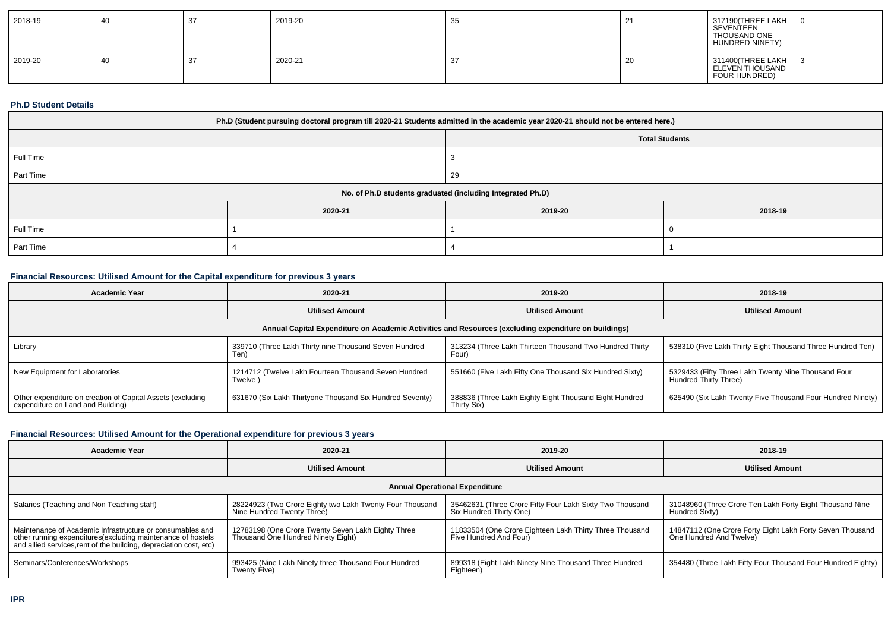| 2018-19 | 40 | 37 | 2019-20 | 35 | 21 | 317190(THREE LAKH SEVENTEEN THOUSAND ONE HUNDRED NINETY) | 0 |
|---|---|---|---|---|---|---|---|
| 2019-20 | 40 | 37 | 2020-21 | 37 | 20 | 311400(THREE LAKH ELEVEN THOUSAND FOUR HUNDRED) | 3 |

### Ph.D Student Details

| Ph.D (Student pursuing doctoral program till 2020-21 Students admitted in the academic year 2020-21 should not be entered here.) | | |
|---|---|---|
| | Total Students | |
| Full Time | 3 | |
| Part Time | 29 | |
| No. of Ph.D students graduated (including Integrated Ph.D) | | |
| | 2020-21 | 2019-20 | 2018-19 |
| Full Time | 1 | 1 | 0 |
| Part Time | 4 | 4 | 1 |

### Financial Resources: Utilised Amount for the Capital expenditure for previous 3 years

| Academic Year | 2020-21 | 2019-20 | 2018-19 |
|---|---|---|---|
| | Utilised Amount | Utilised Amount | Utilised Amount |
| Annual Capital Expenditure on Academic Activities and Resources (excluding expenditure on buildings) | | | |
| Library | 339710 (Three Lakh Thirty nine Thousand Seven Hundred Ten) | 313234 (Three Lakh Thirteen Thousand Two Hundred Thirty Four) | 538310 (Five Lakh Thirty Eight Thousand Three Hundred Ten) |
| New Equipment for Laboratories | 1214712 (Twelve Lakh Fourteen Thousand Seven Hundred Twelve ) | 551660 (Five Lakh Fifty One Thousand Six Hundred Sixty) | 5329433 (Fifty Three Lakh Twenty Nine Thousand Four Hundred Thirty Three) |
| Other expenditure on creation of Capital Assets (excluding expenditure on Land and Building) | 631670 (Six Lakh Thirtyone Thousand Six Hundred Seventy) | 388836 (Three Lakh Eighty Eight Thousand Eight Hundred Thirty Six) | 625490 (Six Lakh Twenty Five Thousand Four Hundred Ninety) |

### Financial Resources: Utilised Amount for the Operational expenditure for previous 3 years

| Academic Year | 2020-21 | 2019-20 | 2018-19 |
|---|---|---|---|
| | Utilised Amount | Utilised Amount | Utilised Amount |
| Annual Operational Expenditure | | | |
| Salaries (Teaching and Non Teaching staff) | 28224923 (Two Crore Eighty two Lakh Twenty Four Thousand Nine Hundred Twenty Three) | 35462631 (Three Crore Fifty Four Lakh Sixty Two Thousand Six Hundred Thirty One) | 31048960 (Three Crore Ten Lakh Forty Eight Thousand Nine Hundred Sixty) |
| Maintenance of Academic Infrastructure or consumables and other running expenditures(excluding maintenance of hostels and allied services,rent of the building, depreciation cost, etc) | 12783198 (One Crore Twenty Seven Lakh Eighty Three Thousand One Hundred Ninety Eight) | 11833504 (One Crore Eighteen Lakh Thirty Three Thousand Five Hundred And Four) | 14847112 (One Crore Forty Eight Lakh Forty Seven Thousand One Hundred And Twelve) |
| Seminars/Conferences/Workshops | 993425 (Nine Lakh Ninety three Thousand Four Hundred Twenty Five) | 899318 (Eight Lakh Ninety Nine Thousand Three Hundred Eighteen) | 354480 (Three Lakh Fifty Four Thousand Four Hundred Eighty) |

### IPR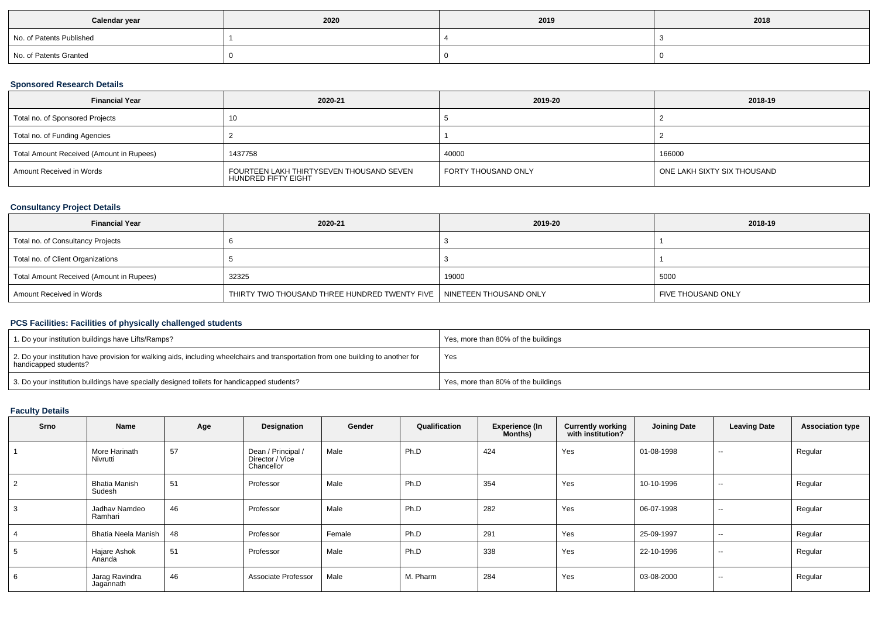| Calendar year | 2020 | 2019 | 2018 |
| --- | --- | --- | --- |
| No. of Patents Published | 1 | 4 | 3 |
| No. of Patents Granted | 0 | 0 | 0 |

### Sponsored Research Details

| Financial Year | 2020-21 | 2019-20 | 2018-19 |
| --- | --- | --- | --- |
| Total no. of Sponsored Projects | 10 | 5 | 2 |
| Total no. of Funding Agencies | 2 | 1 | 2 |
| Total Amount Received (Amount in Rupees) | 1437758 | 40000 | 166000 |
| Amount Received in Words | FOURTEEN LAKH THIRTYSEVEN THOUSAND SEVEN HUNDRED FIFTY EIGHT | FORTY THOUSAND ONLY | ONE LAKH SIXTY SIX THOUSAND |

### Consultancy Project Details

| Financial Year | 2020-21 | 2019-20 | 2018-19 |
| --- | --- | --- | --- |
| Total no. of Consultancy Projects | 6 | 3 | 1 |
| Total no. of Client Organizations | 5 | 3 | 1 |
| Total Amount Received (Amount in Rupees) | 32325 | 19000 | 5000 |
| Amount Received in Words | THIRTY TWO THOUSAND THREE HUNDRED TWENTY FIVE | NINETEEN THOUSAND ONLY | FIVE THOUSAND ONLY |

### PCS Facilities: Facilities of physically challenged students

| | |
| --- | --- |
| 1. Do your institution buildings have Lifts/Ramps? | Yes, more than 80% of the buildings |
| 2. Do your institution have provision for walking aids, including wheelchairs and transportation from one building to another for handicapped students? | Yes |
| 3. Do your institution buildings have specially designed toilets for handicapped students? | Yes, more than 80% of the buildings |

### Faculty Details

| Srno | Name | Age | Designation | Gender | Qualification | Experience (In Months) | Currently working with institution? | Joining Date | Leaving Date | Association type |
| --- | --- | --- | --- | --- | --- | --- | --- | --- | --- | --- |
| 1 | More Harinath Nivrutti | 57 | Dean / Principal / Director / Vice Chancellor | Male | Ph.D | 424 | Yes | 01-08-1998 | -- | Regular |
| 2 | Bhatia Manish Sudesh | 51 | Professor | Male | Ph.D | 354 | Yes | 10-10-1996 | -- | Regular |
| 3 | Jadhav Namdeo Ramhari | 46 | Professor | Male | Ph.D | 282 | Yes | 06-07-1998 | -- | Regular |
| 4 | Bhatia Neela Manish | 48 | Professor | Female | Ph.D | 291 | Yes | 25-09-1997 | -- | Regular |
| 5 | Hajare Ashok Ananda | 51 | Professor | Male | Ph.D | 338 | Yes | 22-10-1996 | -- | Regular |
| 6 | Jarag Ravindra Jagannath | 46 | Associate Professor | Male | M. Pharm | 284 | Yes | 03-08-2000 | -- | Regular |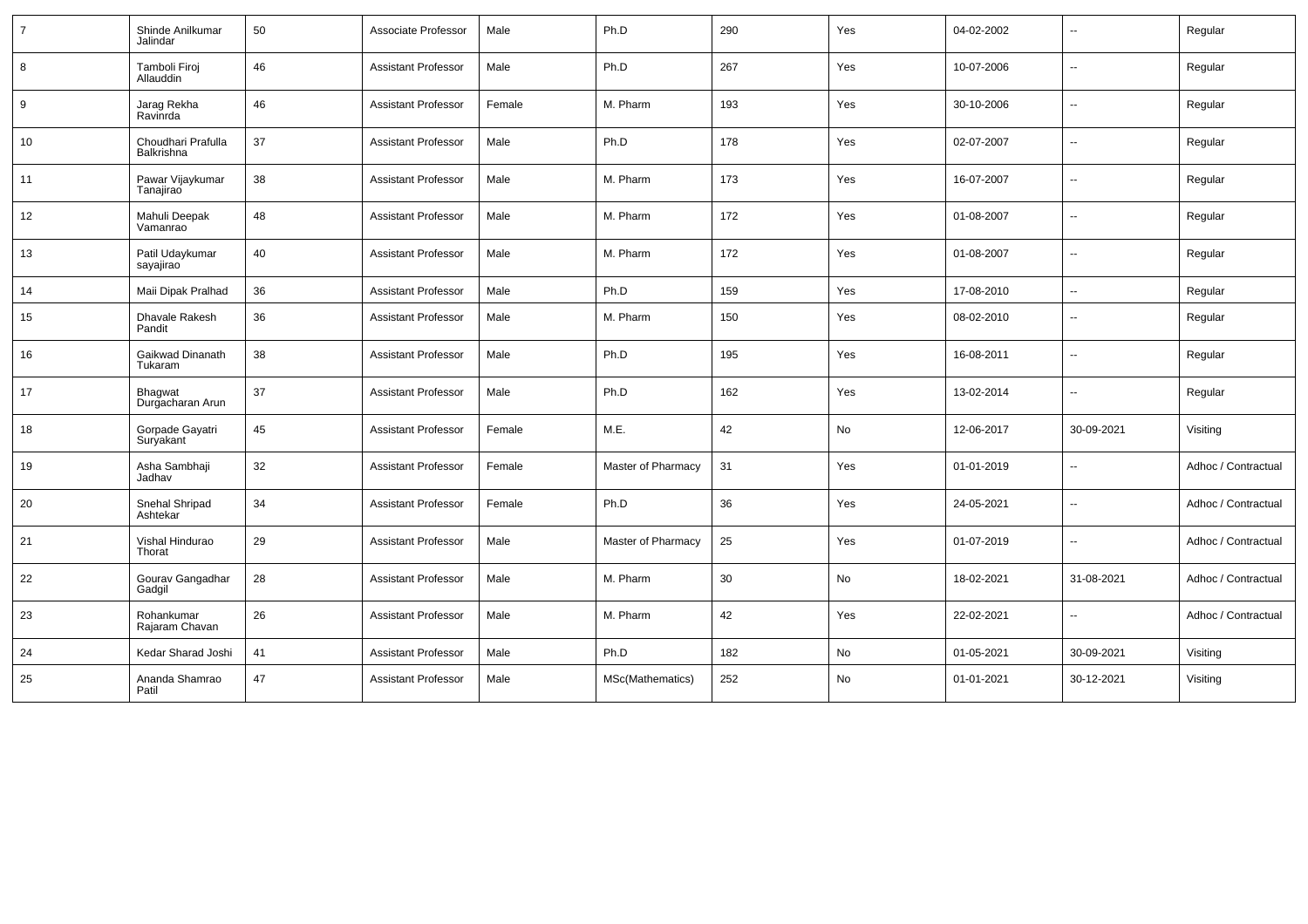| | | | | | | | | | | |
|---|---|---|---|---|---|---|---|---|---|---|
| 7 | Shinde Anilkumar Jalindar | 50 | Associate Professor | Male | Ph.D | 290 | Yes | 04-02-2002 | -- | Regular |
| 8 | Tamboli Firoj Allauddin | 46 | Assistant Professor | Male | Ph.D | 267 | Yes | 10-07-2006 | -- | Regular |
| 9 | Jarag Rekha Ravinrda | 46 | Assistant Professor | Female | M. Pharm | 193 | Yes | 30-10-2006 | -- | Regular |
| 10 | Choudhari Prafulla Balkrishna | 37 | Assistant Professor | Male | Ph.D | 178 | Yes | 02-07-2007 | -- | Regular |
| 11 | Pawar Vijaykumar Tanajirao | 38 | Assistant Professor | Male | M. Pharm | 173 | Yes | 16-07-2007 | -- | Regular |
| 12 | Mahuli Deepak Vamanrao | 48 | Assistant Professor | Male | M. Pharm | 172 | Yes | 01-08-2007 | -- | Regular |
| 13 | Patil Udaykumar sayajirao | 40 | Assistant Professor | Male | M. Pharm | 172 | Yes | 01-08-2007 | -- | Regular |
| 14 | Maii Dipak Pralhad | 36 | Assistant Professor | Male | Ph.D | 159 | Yes | 17-08-2010 | -- | Regular |
| 15 | Dhavale Rakesh Pandit | 36 | Assistant Professor | Male | M. Pharm | 150 | Yes | 08-02-2010 | -- | Regular |
| 16 | Gaikwad Dinanath Tukaram | 38 | Assistant Professor | Male | Ph.D | 195 | Yes | 16-08-2011 | -- | Regular |
| 17 | Bhagwat Durgacharan Arun | 37 | Assistant Professor | Male | Ph.D | 162 | Yes | 13-02-2014 | -- | Regular |
| 18 | Gorpade Gayatri Suryakant | 45 | Assistant Professor | Female | M.E. | 42 | No | 12-06-2017 | 30-09-2021 | Visiting |
| 19 | Asha Sambhaji Jadhav | 32 | Assistant Professor | Female | Master of Pharmacy | 31 | Yes | 01-01-2019 | -- | Adhoc / Contractual |
| 20 | Snehal Shripad Ashtekar | 34 | Assistant Professor | Female | Ph.D | 36 | Yes | 24-05-2021 | -- | Adhoc / Contractual |
| 21 | Vishal Hindurao Thorat | 29 | Assistant Professor | Male | Master of Pharmacy | 25 | Yes | 01-07-2019 | -- | Adhoc / Contractual |
| 22 | Gourav Gangadhar Gadgil | 28 | Assistant Professor | Male | M. Pharm | 30 | No | 18-02-2021 | 31-08-2021 | Adhoc / Contractual |
| 23 | Rohankumar Rajaram Chavan | 26 | Assistant Professor | Male | M. Pharm | 42 | Yes | 22-02-2021 | -- | Adhoc / Contractual |
| 24 | Kedar Sharad Joshi | 41 | Assistant Professor | Male | Ph.D | 182 | No | 01-05-2021 | 30-09-2021 | Visiting |
| 25 | Ananda Shamrao Patil | 47 | Assistant Professor | Male | MSc(Mathematics) | 252 | No | 01-01-2021 | 30-12-2021 | Visiting |